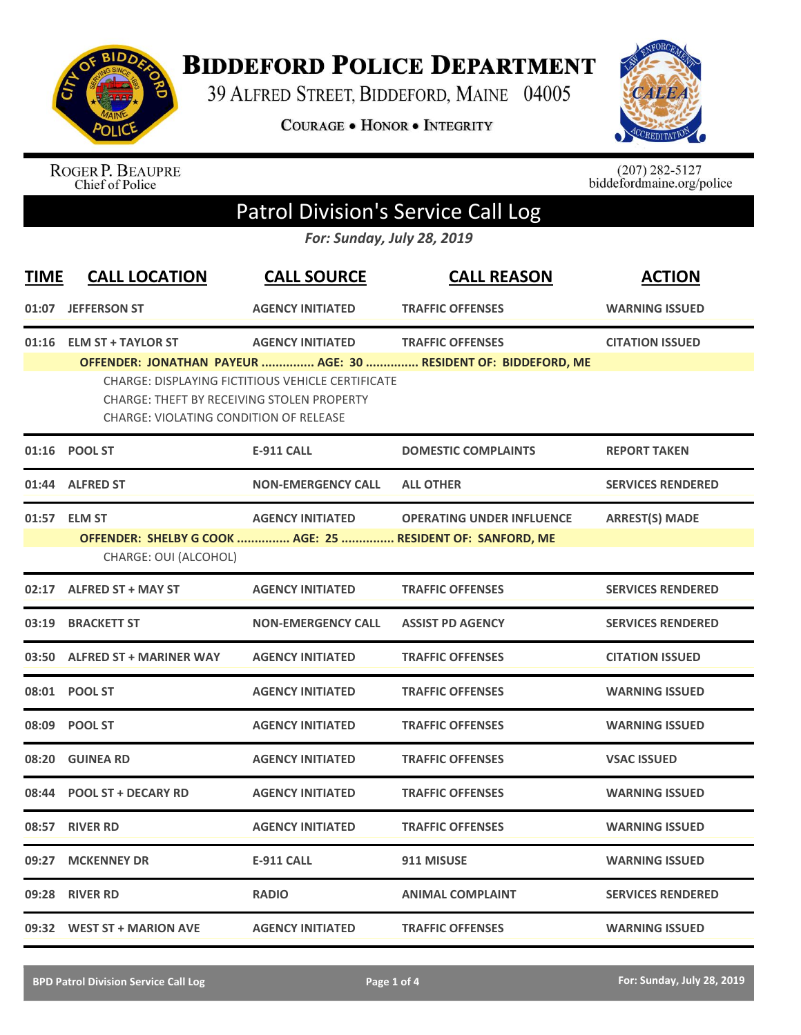# Biddeford Police Department

39 Alfred Street, Biddeford, Maine 04005

**Courage • Honor • Integrity**

Roger P. Beaupre
Chief of Police

(207) 282-5127
biddefordmaine.org/police

## Patrol Division's Service Call Log

*For: Sunday, July 28, 2019*

| TIME | CALL LOCATION | CALL SOURCE | CALL REASON | ACTION |
|---|---|---|---|---|
| 01:07 | JEFFERSON ST | AGENCY INITIATED | TRAFFIC OFFENSES | WARNING ISSUED |
| 01:16 | ELM ST + TAYLOR ST | AGENCY INITIATED | TRAFFIC OFFENSES | CITATION ISSUED |
| | OFFENDER: JONATHAN PAYEUR ............... AGE: 30 ............... RESIDENT OF: BIDDEFORD, ME<br>CHARGE: DISPLAYING FICTITIOUS VEHICLE CERTIFICATE<br>CHARGE: THEFT BY RECEIVING STOLEN PROPERTY<br>CHARGE: VIOLATING CONDITION OF RELEASE | | | |
| 01:16 | POOL ST | E-911 CALL | DOMESTIC COMPLAINTS | REPORT TAKEN |
| 01:44 | ALFRED ST | NON-EMERGENCY CALL | ALL OTHER | SERVICES RENDERED |
| 01:57 | ELM ST | AGENCY INITIATED | OPERATING UNDER INFLUENCE | ARREST(S) MADE |
| | OFFENDER: SHELBY G COOK ............... AGE: 25 ............... RESIDENT OF: SANFORD, ME<br>CHARGE: OUI (ALCOHOL) | | | |
| 02:17 | ALFRED ST + MAY ST | AGENCY INITIATED | TRAFFIC OFFENSES | SERVICES RENDERED |
| 03:19 | BRACKETT ST | NON-EMERGENCY CALL | ASSIST PD AGENCY | SERVICES RENDERED |
| 03:50 | ALFRED ST + MARINER WAY | AGENCY INITIATED | TRAFFIC OFFENSES | CITATION ISSUED |
| 08:01 | POOL ST | AGENCY INITIATED | TRAFFIC OFFENSES | WARNING ISSUED |
| 08:09 | POOL ST | AGENCY INITIATED | TRAFFIC OFFENSES | WARNING ISSUED |
| 08:20 | GUINEA RD | AGENCY INITIATED | TRAFFIC OFFENSES | VSAC ISSUED |
| 08:44 | POOL ST + DECARY RD | AGENCY INITIATED | TRAFFIC OFFENSES | WARNING ISSUED |
| 08:57 | RIVER RD | AGENCY INITIATED | TRAFFIC OFFENSES | WARNING ISSUED |
| 09:27 | MCKENNEY DR | E-911 CALL | 911 MISUSE | WARNING ISSUED |
| 09:28 | RIVER RD | RADIO | ANIMAL COMPLAINT | SERVICES RENDERED |
| 09:32 | WEST ST + MARION AVE | AGENCY INITIATED | TRAFFIC OFFENSES | WARNING ISSUED |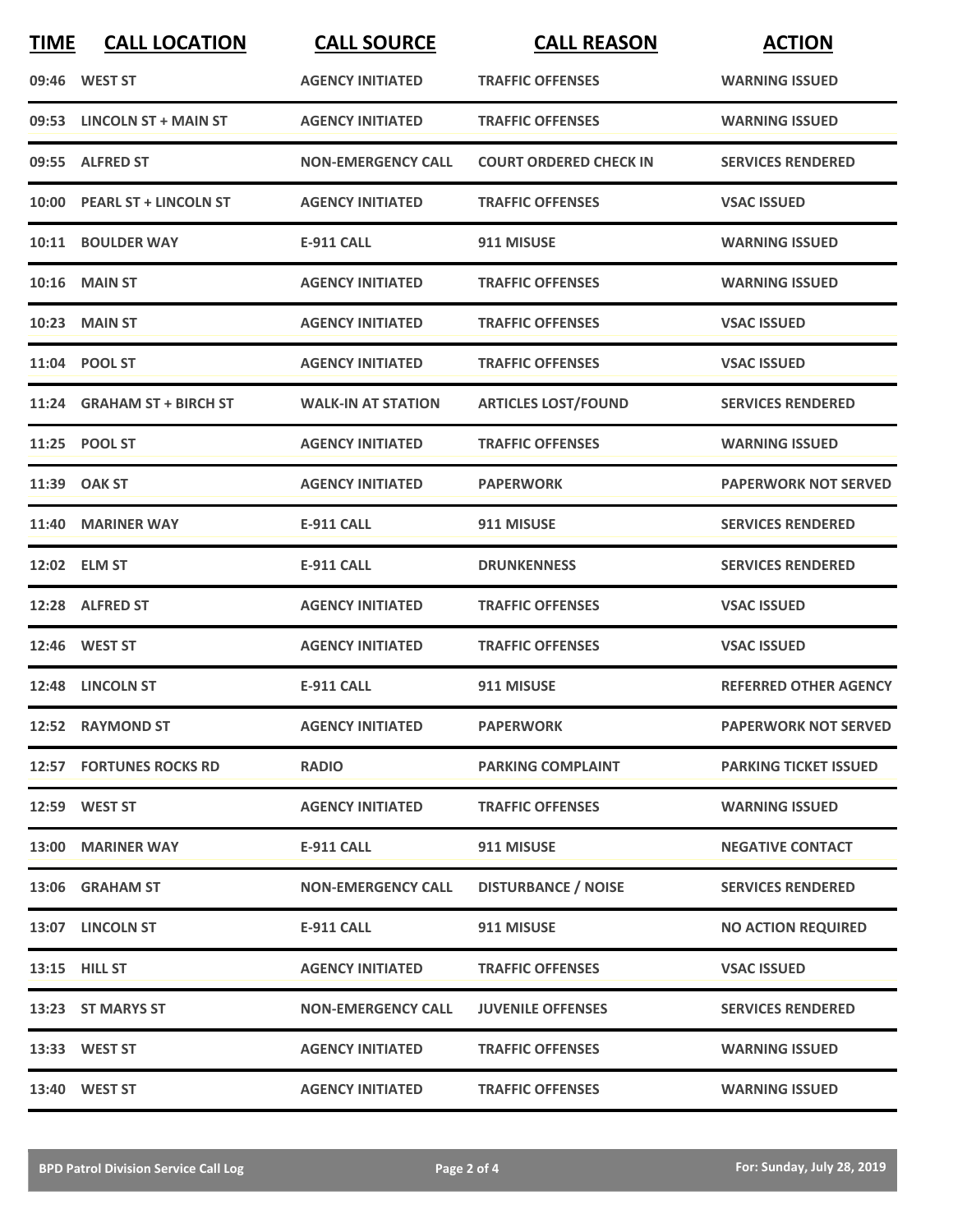| TIME | CALL LOCATION | CALL SOURCE | CALL REASON | ACTION |
|---|---|---|---|---|
| 09:46 | WEST ST | AGENCY INITIATED | TRAFFIC OFFENSES | WARNING ISSUED |
| 09:53 | LINCOLN ST + MAIN ST | AGENCY INITIATED | TRAFFIC OFFENSES | WARNING ISSUED |
| 09:55 | ALFRED ST | NON-EMERGENCY CALL | COURT ORDERED CHECK IN | SERVICES RENDERED |
| 10:00 | PEARL ST + LINCOLN ST | AGENCY INITIATED | TRAFFIC OFFENSES | VSAC ISSUED |
| 10:11 | BOULDER WAY | E-911 CALL | 911 MISUSE | WARNING ISSUED |
| 10:16 | MAIN ST | AGENCY INITIATED | TRAFFIC OFFENSES | WARNING ISSUED |
| 10:23 | MAIN ST | AGENCY INITIATED | TRAFFIC OFFENSES | VSAC ISSUED |
| 11:04 | POOL ST | AGENCY INITIATED | TRAFFIC OFFENSES | VSAC ISSUED |
| 11:24 | GRAHAM ST + BIRCH ST | WALK-IN AT STATION | ARTICLES LOST/FOUND | SERVICES RENDERED |
| 11:25 | POOL ST | AGENCY INITIATED | TRAFFIC OFFENSES | WARNING ISSUED |
| 11:39 | OAK ST | AGENCY INITIATED | PAPERWORK | PAPERWORK NOT SERVED |
| 11:40 | MARINER WAY | E-911 CALL | 911 MISUSE | SERVICES RENDERED |
| 12:02 | ELM ST | E-911 CALL | DRUNKENNESS | SERVICES RENDERED |
| 12:28 | ALFRED ST | AGENCY INITIATED | TRAFFIC OFFENSES | VSAC ISSUED |
| 12:46 | WEST ST | AGENCY INITIATED | TRAFFIC OFFENSES | VSAC ISSUED |
| 12:48 | LINCOLN ST | E-911 CALL | 911 MISUSE | REFERRED OTHER AGENCY |
| 12:52 | RAYMOND ST | AGENCY INITIATED | PAPERWORK | PAPERWORK NOT SERVED |
| 12:57 | FORTUNES ROCKS RD | RADIO | PARKING COMPLAINT | PARKING TICKET ISSUED |
| 12:59 | WEST ST | AGENCY INITIATED | TRAFFIC OFFENSES | WARNING ISSUED |
| 13:00 | MARINER WAY | E-911 CALL | 911 MISUSE | NEGATIVE CONTACT |
| 13:06 | GRAHAM ST | NON-EMERGENCY CALL | DISTURBANCE / NOISE | SERVICES RENDERED |
| 13:07 | LINCOLN ST | E-911 CALL | 911 MISUSE | NO ACTION REQUIRED |
| 13:15 | HILL ST | AGENCY INITIATED | TRAFFIC OFFENSES | VSAC ISSUED |
| 13:23 | ST MARYS ST | NON-EMERGENCY CALL | JUVENILE OFFENSES | SERVICES RENDERED |
| 13:33 | WEST ST | AGENCY INITIATED | TRAFFIC OFFENSES | WARNING ISSUED |
| 13:40 | WEST ST | AGENCY INITIATED | TRAFFIC OFFENSES | WARNING ISSUED |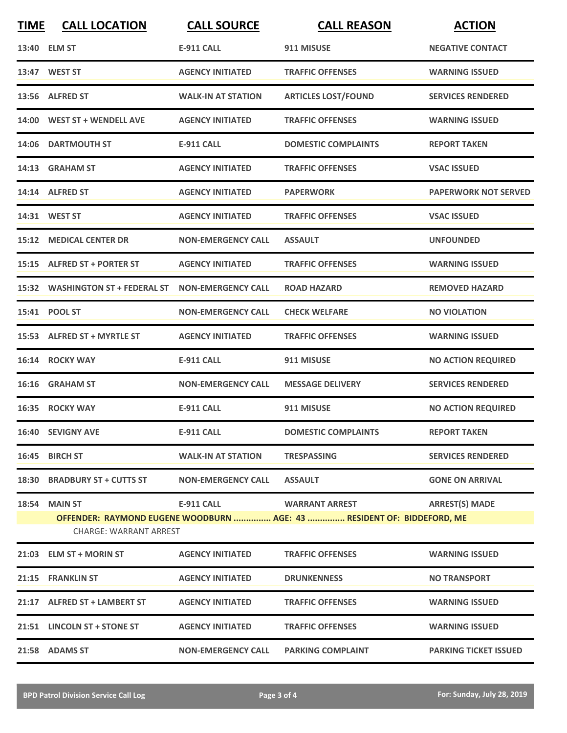| TIME | CALL LOCATION | CALL SOURCE | CALL REASON | ACTION |
|---|---|---|---|---|
| 13:40 | ELM ST | E-911 CALL | 911 MISUSE | NEGATIVE CONTACT |
| 13:47 | WEST ST | AGENCY INITIATED | TRAFFIC OFFENSES | WARNING ISSUED |
| 13:56 | ALFRED ST | WALK-IN AT STATION | ARTICLES LOST/FOUND | SERVICES RENDERED |
| 14:00 | WEST ST + WENDELL AVE | AGENCY INITIATED | TRAFFIC OFFENSES | WARNING ISSUED |
| 14:06 | DARTMOUTH ST | E-911 CALL | DOMESTIC COMPLAINTS | REPORT TAKEN |
| 14:13 | GRAHAM ST | AGENCY INITIATED | TRAFFIC OFFENSES | VSAC ISSUED |
| 14:14 | ALFRED ST | AGENCY INITIATED | PAPERWORK | PAPERWORK NOT SERVED |
| 14:31 | WEST ST | AGENCY INITIATED | TRAFFIC OFFENSES | VSAC ISSUED |
| 15:12 | MEDICAL CENTER DR | NON-EMERGENCY CALL | ASSAULT | UNFOUNDED |
| 15:15 | ALFRED ST + PORTER ST | AGENCY INITIATED | TRAFFIC OFFENSES | WARNING ISSUED |
| 15:32 | WASHINGTON ST + FEDERAL ST | NON-EMERGENCY CALL | ROAD HAZARD | REMOVED HAZARD |
| 15:41 | POOL ST | NON-EMERGENCY CALL | CHECK WELFARE | NO VIOLATION |
| 15:53 | ALFRED ST + MYRTLE ST | AGENCY INITIATED | TRAFFIC OFFENSES | WARNING ISSUED |
| 16:14 | ROCKY WAY | E-911 CALL | 911 MISUSE | NO ACTION REQUIRED |
| 16:16 | GRAHAM ST | NON-EMERGENCY CALL | MESSAGE DELIVERY | SERVICES RENDERED |
| 16:35 | ROCKY WAY | E-911 CALL | 911 MISUSE | NO ACTION REQUIRED |
| 16:40 | SEVIGNY AVE | E-911 CALL | DOMESTIC COMPLAINTS | REPORT TAKEN |
| 16:45 | BIRCH ST | WALK-IN AT STATION | TRESPASSING | SERVICES RENDERED |
| 18:30 | BRADBURY ST + CUTTS ST | NON-EMERGENCY CALL | ASSAULT | GONE ON ARRIVAL |
| 18:54 | MAIN ST | E-911 CALL | WARRANT ARREST | ARREST(S) MADE |
| | **OFFENDER: RAYMOND EUGENE WOODBURN ............... AGE: 43 ............... RESIDENT OF: BIDDEFORD, ME** | | | |
| | CHARGE: WARRANT ARREST | | | |
| 21:03 | ELM ST + MORIN ST | AGENCY INITIATED | TRAFFIC OFFENSES | WARNING ISSUED |
| 21:15 | FRANKLIN ST | AGENCY INITIATED | DRUNKENNESS | NO TRANSPORT |
| 21:17 | ALFRED ST + LAMBERT ST | AGENCY INITIATED | TRAFFIC OFFENSES | WARNING ISSUED |
| 21:51 | LINCOLN ST + STONE ST | AGENCY INITIATED | TRAFFIC OFFENSES | WARNING ISSUED |
| 21:58 | ADAMS ST | NON-EMERGENCY CALL | PARKING COMPLAINT | PARKING TICKET ISSUED |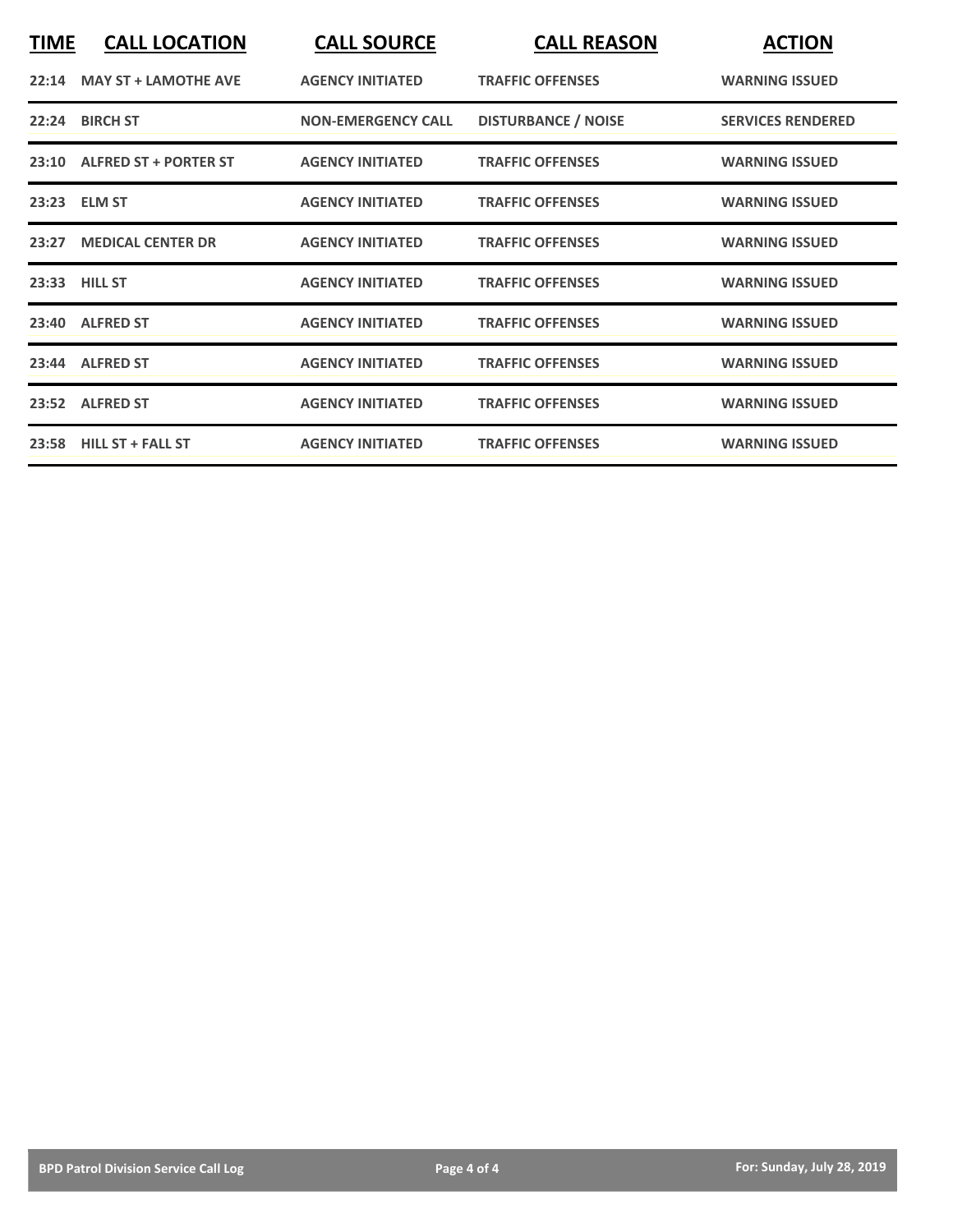| TIME | CALL LOCATION | CALL SOURCE | CALL REASON | ACTION |
| --- | --- | --- | --- | --- |
| 22:14 | MAY ST + LAMOTHE AVE | AGENCY INITIATED | TRAFFIC OFFENSES | WARNING ISSUED |
| 22:24 | BIRCH ST | NON-EMERGENCY CALL | DISTURBANCE / NOISE | SERVICES RENDERED |
| 23:10 | ALFRED ST + PORTER ST | AGENCY INITIATED | TRAFFIC OFFENSES | WARNING ISSUED |
| 23:23 | ELM ST | AGENCY INITIATED | TRAFFIC OFFENSES | WARNING ISSUED |
| 23:27 | MEDICAL CENTER DR | AGENCY INITIATED | TRAFFIC OFFENSES | WARNING ISSUED |
| 23:33 | HILL ST | AGENCY INITIATED | TRAFFIC OFFENSES | WARNING ISSUED |
| 23:40 | ALFRED ST | AGENCY INITIATED | TRAFFIC OFFENSES | WARNING ISSUED |
| 23:44 | ALFRED ST | AGENCY INITIATED | TRAFFIC OFFENSES | WARNING ISSUED |
| 23:52 | ALFRED ST | AGENCY INITIATED | TRAFFIC OFFENSES | WARNING ISSUED |
| 23:58 | HILL ST + FALL ST | AGENCY INITIATED | TRAFFIC OFFENSES | WARNING ISSUED |